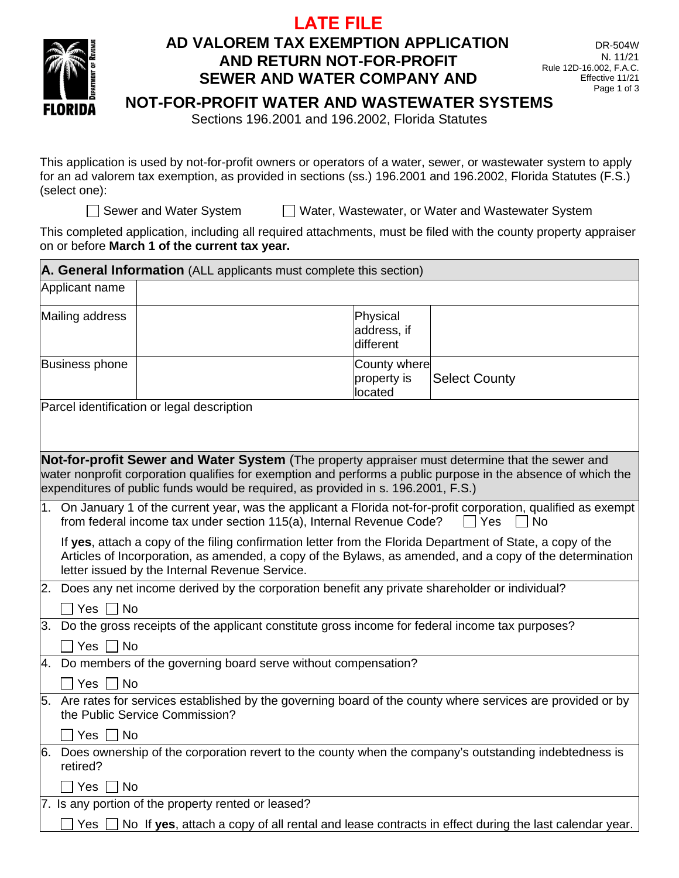# LATE FILE

## AD VALOREM TAX EXEMPTION APPLICATION AND RETURN NOT-FOR-PROFIT SEWER AND WATER COMPANY AND NOT-FOR-PROFIT WATER AND WASTEWATER SYSTEMS

Sections 196.2001 and 196.2002, Florida Statutes

DR-504W
N. 11/21
Rule 12D-16.002, F.A.C.
Effective 11/21

This application is used by not-for-profit owners or operators of a water, sewer, or wastewater system to apply for an ad valorem tax exemption, as provided in sections (ss.) 196.2001 and 196.2002, Florida Statutes (F.S.) (select one):

☐ Sewer and Water System ☐ Water, Wastewater, or Water and Wastewater System

This completed application, including all required attachments, must be filed with the county property appraiser on or before **March 1 of the current tax year.**

**A. General Information** (ALL applicants must complete this section)

| | | | |
|---|---|---|---|
| Applicant name | | | |
| Mailing address | | Physical address, if different | |
| Business phone | | County where property is located | Select County |

Parcel identification or legal description

**Not-for-profit Sewer and Water System** (The property appraiser must determine that the sewer and water nonprofit corporation qualifies for exemption and performs a public purpose in the absence of which the expenditures of public funds would be required, as provided in s. 196.2001, F.S.)

1. On January 1 of the current year, was the applicant a Florida not-for-profit corporation, qualified as exempt from federal income tax under section 115(a), Internal Revenue Code? ☐ Yes ☐ No

   If **yes**, attach a copy of the filing confirmation letter from the Florida Department of State, a copy of the Articles of Incorporation, as amended, a copy of the Bylaws, as amended, and a copy of the determination letter issued by the Internal Revenue Service.

2. Does any net income derived by the corporation benefit any private shareholder or individual?

   ☐ Yes ☐ No

3. Do the gross receipts of the applicant constitute gross income for federal income tax purposes?

   ☐ Yes ☐ No

4. Do members of the governing board serve without compensation?

   ☐ Yes ☐ No

5. Are rates for services established by the governing board of the county where services are provided or by the Public Service Commission?

   ☐ Yes ☐ No

6. Does ownership of the corporation revert to the county when the company's outstanding indebtedness is retired?

   ☐ Yes ☐ No

7. Is any portion of the property rented or leased?

   ☐ Yes ☐ No If **yes**, attach a copy of all rental and lease contracts in effect during the last calendar year.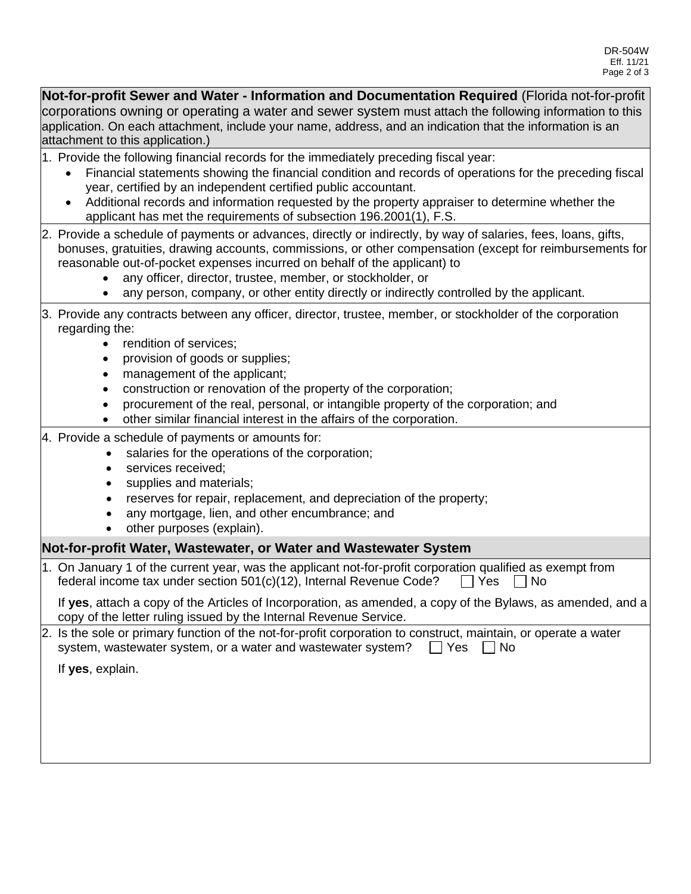**Not-for-profit Sewer and Water - Information and Documentation Required** (Florida not-for-profit corporations owning or operating a water and sewer system must attach the following information to this application. On each attachment, include your name, address, and an indication that the information is an attachment to this application.)

1. Provide the following financial records for the immediately preceding fiscal year:
   - Financial statements showing the financial condition and records of operations for the preceding fiscal year, certified by an independent certified public accountant.
   - Additional records and information requested by the property appraiser to determine whether the applicant has met the requirements of subsection 196.2001(1), F.S.
2. Provide a schedule of payments or advances, directly or indirectly, by way of salaries, fees, loans, gifts, bonuses, gratuities, drawing accounts, commissions, or other compensation (except for reimbursements for reasonable out-of-pocket expenses incurred on behalf of the applicant) to
   - any officer, director, trustee, member, or stockholder, or
   - any person, company, or other entity directly or indirectly controlled by the applicant.
3. Provide any contracts between any officer, director, trustee, member, or stockholder of the corporation regarding the:
   - rendition of services;
   - provision of goods or supplies;
   - management of the applicant;
   - construction or renovation of the property of the corporation;
   - procurement of the real, personal, or intangible property of the corporation; and
   - other similar financial interest in the affairs of the corporation.
4. Provide a schedule of payments or amounts for:
   - salaries for the operations of the corporation;
   - services received;
   - supplies and materials;
   - reserves for repair, replacement, and depreciation of the property;
   - any mortgage, lien, and other encumbrance; and
   - other purposes (explain).

**Not-for-profit Water, Wastewater, or Water and Wastewater System**

1. On January 1 of the current year, was the applicant not-for-profit corporation qualified as exempt from federal income tax under section 501(c)(12), Internal Revenue Code? ☐ Yes ☐ No

   If **yes**, attach a copy of the Articles of Incorporation, as amended, a copy of the Bylaws, as amended, and a copy of the letter ruling issued by the Internal Revenue Service.
2. Is the sole or primary function of the not-for-profit corporation to construct, maintain, or operate a water system, wastewater system, or a water and wastewater system? ☐ Yes ☐ No

   If **yes**, explain.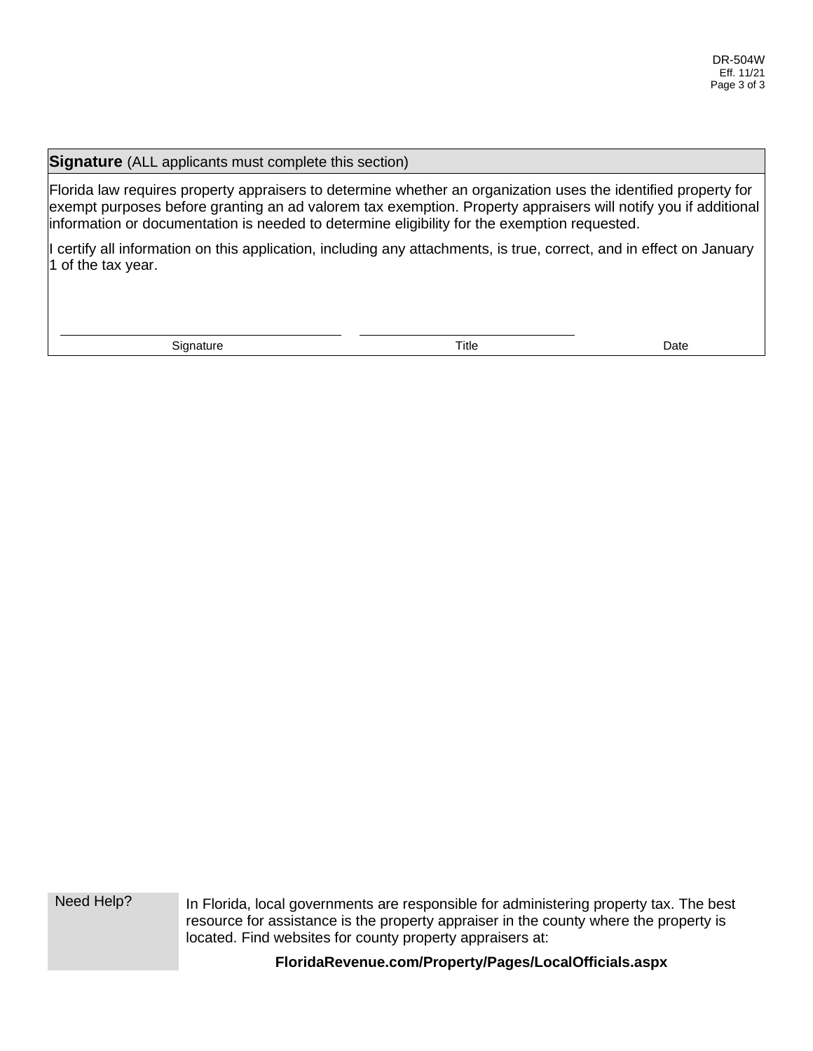## **Signature** (ALL applicants must complete this section)

Florida law requires property appraisers to determine whether an organization uses the identified property for exempt purposes before granting an ad valorem tax exemption. Property appraisers will notify you if additional information or documentation is needed to determine eligibility for the exemption requested.

I certify all information on this application, including any attachments, is true, correct, and in effect on January 1 of the tax year.

| | | |
|---|---|---|
| ______________________________ | ______________________ | |
| Signature | Title | Date |

| | |
|---|---|
| Need Help? | In Florida, local governments are responsible for administering property tax. The best resource for assistance is the property appraiser in the county where the property is located. Find websites for county property appraisers at:<br><br>**FloridaRevenue.com/Property/Pages/LocalOfficials.aspx** |